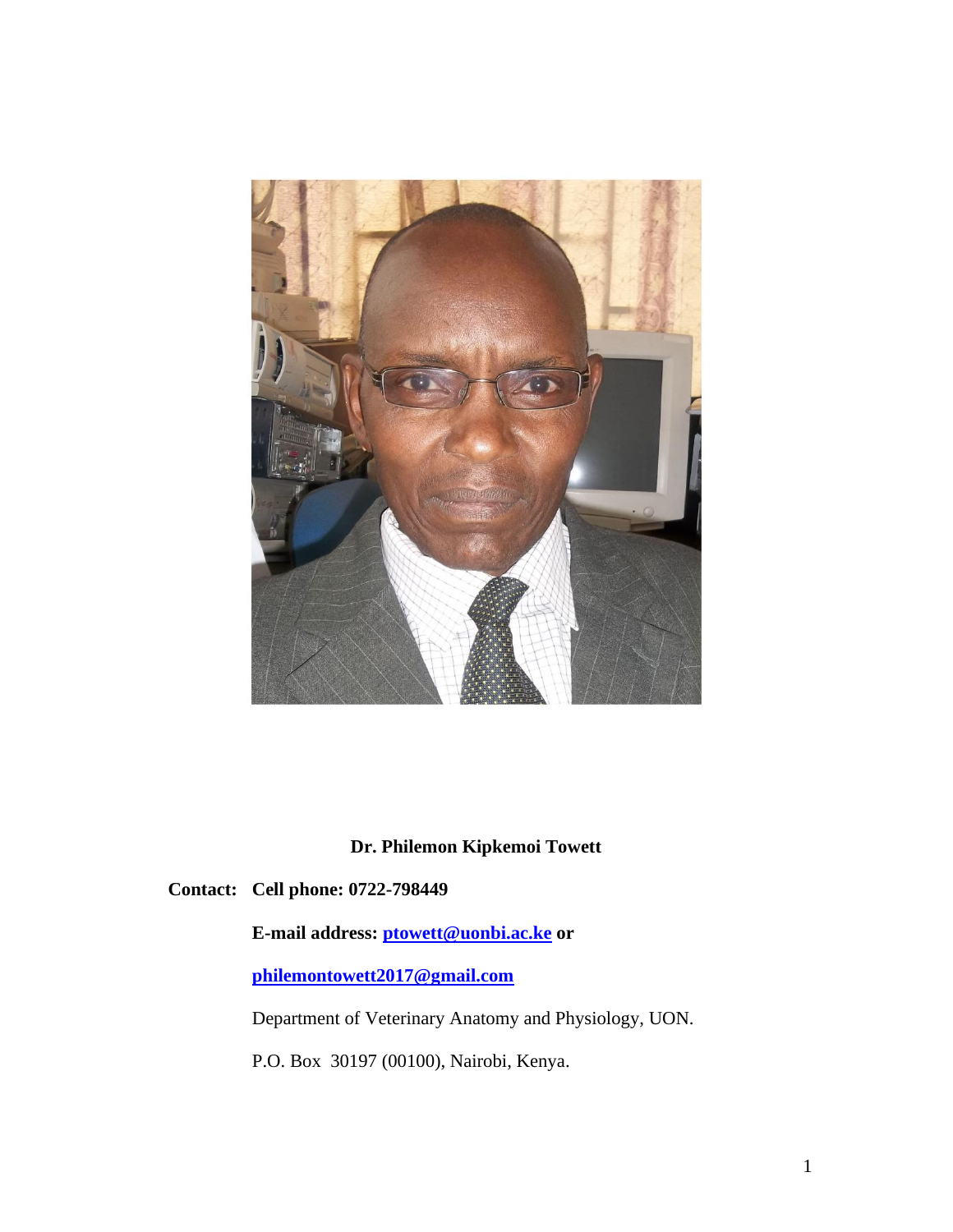**Dr. Philemon Kipkemoi Towett**

**Contact:** **Cell phone: 0722-798449**

**E-mail address: [ptowett@uonbi.ac.ke](mailto:ptowett@uonbi.ac.ke) or [philemontowett2017@gmail.com](mailto:philemontowett2017@gmail.com)**

Department of Veterinary Anatomy and Physiology, UON.

P.O. Box 30197 (00100), Nairobi, Kenya.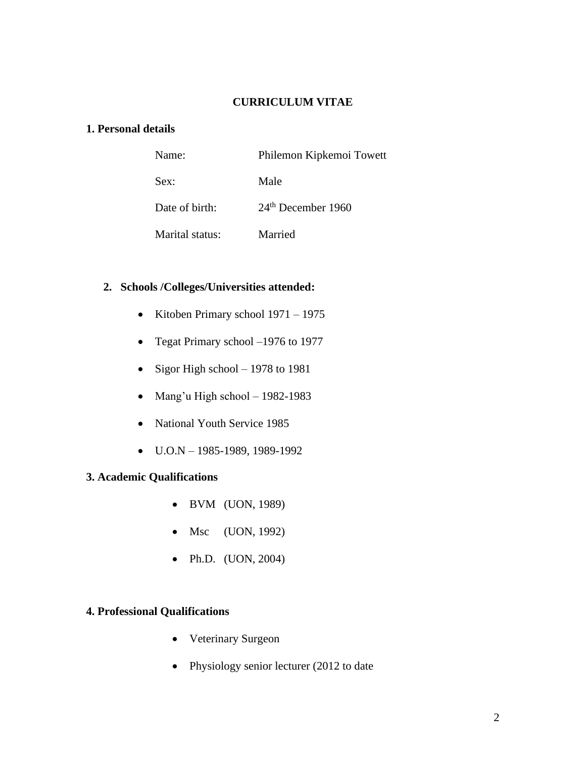# CURRICULUM VITAE

## 1. Personal details

| | |
|---|---|
| Name: | Philemon Kipkemoi Towett |
| Sex: | Male |
| Date of birth: | 24th December 1960 |
| Marital status: | Married |

## 2. Schools /Colleges/Universities attended:

- Kitoben Primary school 1971 – 1975
- Tegat Primary school –1976 to 1977
- Sigor High school – 1978 to 1981
- Mang'u High school – 1982-1983
- National Youth Service 1985
- U.O.N – 1985-1989, 1989-1992

## 3. Academic Qualifications

- BVM (UON, 1989)
- Msc (UON, 1992)
- Ph.D. (UON, 2004)

## 4. Professional Qualifications

- Veterinary Surgeon
- Physiology senior lecturer (2012 to date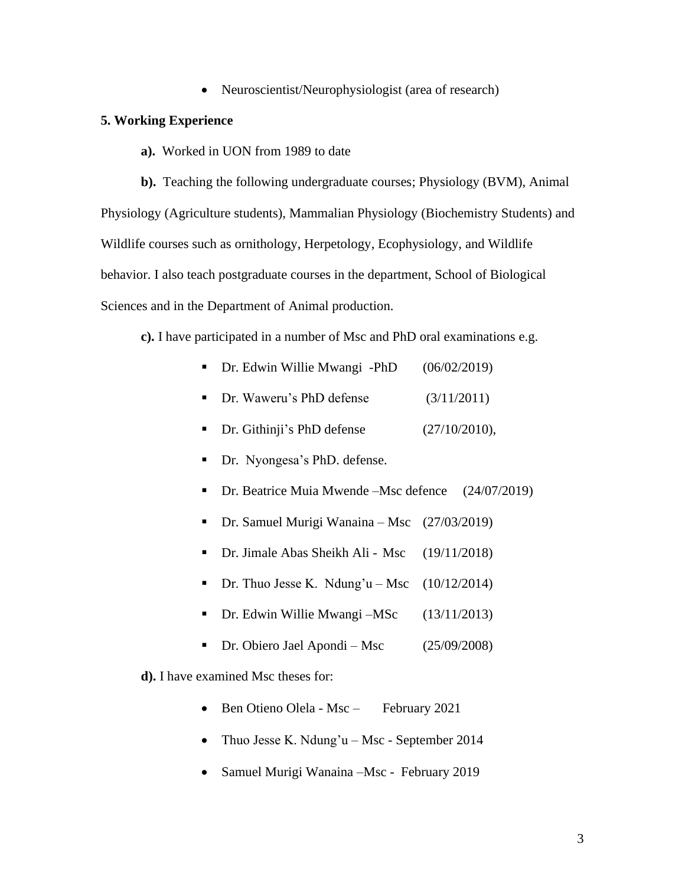- Neuroscientist/Neurophysiologist (area of research)

**5. Working Experience**

**a).** Worked in UON from 1989 to date

**b).** Teaching the following undergraduate courses; Physiology (BVM), Animal Physiology (Agriculture students), Mammalian Physiology (Biochemistry Students) and Wildlife courses such as ornithology, Herpetology, Ecophysiology, and Wildlife behavior. I also teach postgraduate courses in the department, School of Biological Sciences and in the Department of Animal production.

**c).** I have participated in a number of Msc and PhD oral examinations e.g.

- Dr. Edwin Willie Mwangi -PhD (06/02/2019)
- Dr. Waweru's PhD defense (3/11/2011)
- Dr. Githinji's PhD defense (27/10/2010),
- Dr. Nyongesa's PhD. defense.
- Dr. Beatrice Muia Mwende –Msc defence (24/07/2019)
- Dr. Samuel Murigi Wanaina – Msc (27/03/2019)
- Dr. Jimale Abas Sheikh Ali - Msc (19/11/2018)
- Dr. Thuo Jesse K. Ndung'u – Msc (10/12/2014)
- Dr. Edwin Willie Mwangi –MSc (13/11/2013)
- Dr. Obiero Jael Apondi – Msc (25/09/2008)

**d).** I have examined Msc theses for:

- Ben Otieno Olela - Msc – February 2021
- Thuo Jesse K. Ndung'u – Msc - September 2014
- Samuel Murigi Wanaina –Msc - February 2019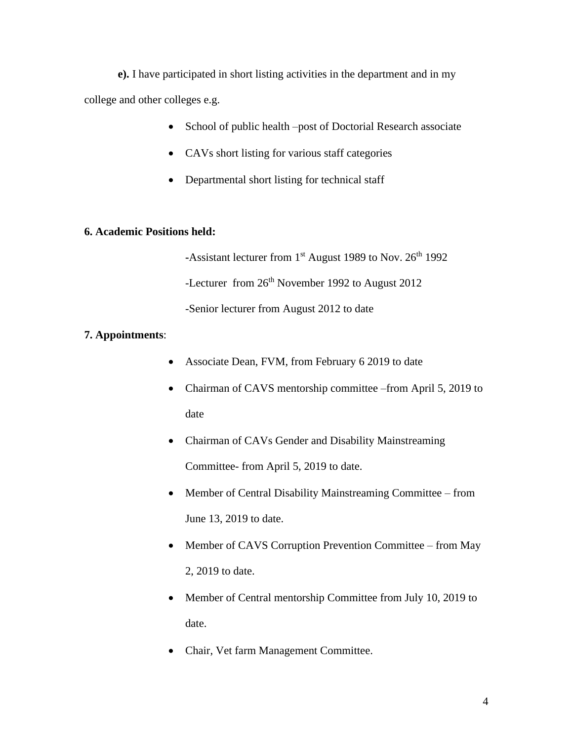**e).** I have participated in short listing activities in the department and in my college and other colleges e.g.

- School of public health –post of Doctorial Research associate
- CAVs short listing for various staff categories
- Departmental short listing for technical staff

**6. Academic Positions held:**

-Assistant lecturer from 1st August 1989 to Nov. 26th 1992

-Lecturer from 26th November 1992 to August 2012

-Senior lecturer from August 2012 to date

**7. Appointments**:

- Associate Dean, FVM, from February 6 2019 to date
- Chairman of CAVS mentorship committee –from April 5, 2019 to date
- Chairman of CAVs Gender and Disability Mainstreaming Committee- from April 5, 2019 to date.
- Member of Central Disability Mainstreaming Committee – from June 13, 2019 to date.
- Member of CAVS Corruption Prevention Committee – from May 2, 2019 to date.
- Member of Central mentorship Committee from July 10, 2019 to date.
- Chair, Vet farm Management Committee.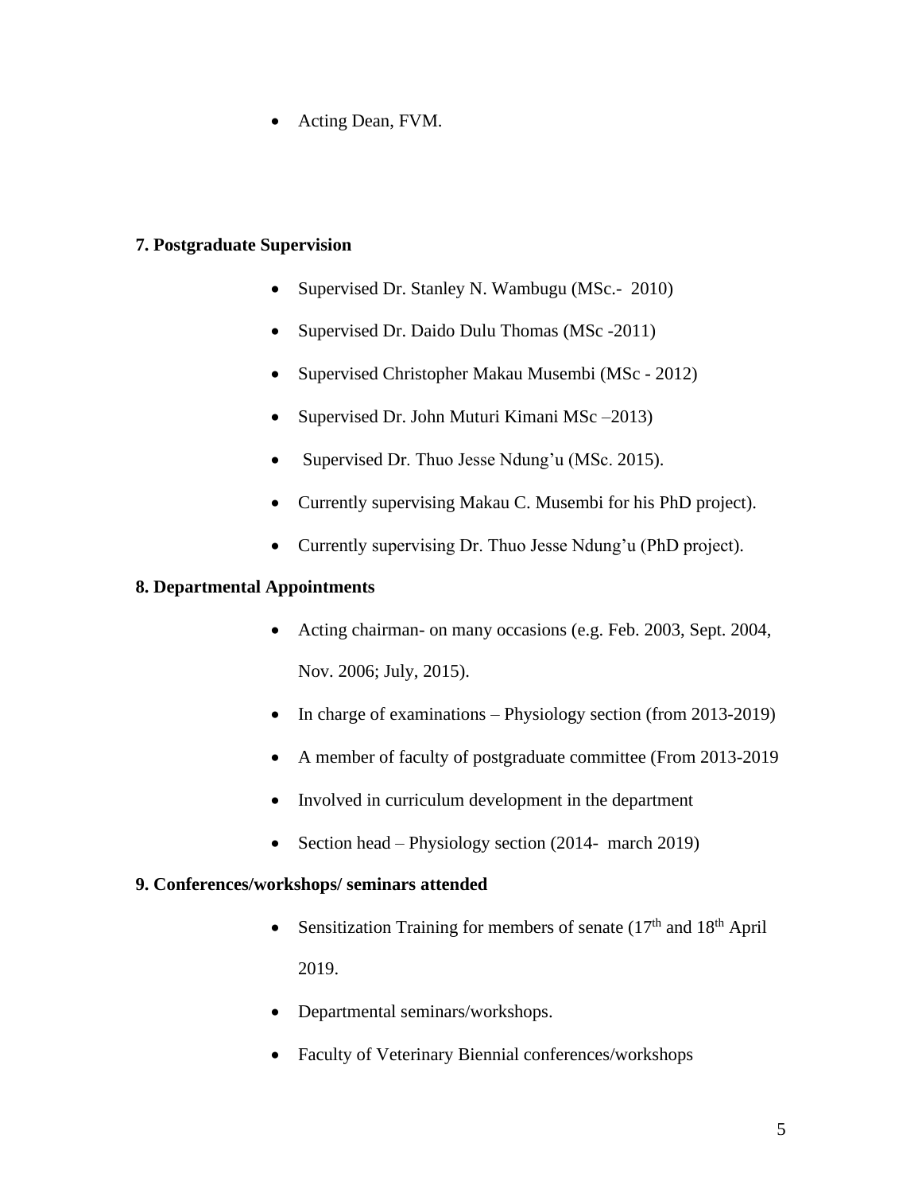- Acting Dean, FVM.

**7. Postgraduate Supervision**

- Supervised Dr. Stanley N. Wambugu (MSc.- 2010)
- Supervised Dr. Daido Dulu Thomas (MSc -2011)
- Supervised Christopher Makau Musembi (MSc - 2012)
- Supervised Dr. John Muturi Kimani MSc –2013)
- Supervised Dr. Thuo Jesse Ndung'u (MSc. 2015).
- Currently supervising Makau C. Musembi for his PhD project).
- Currently supervising Dr. Thuo Jesse Ndung'u (PhD project).

**8. Departmental Appointments**

- Acting chairman- on many occasions (e.g. Feb. 2003, Sept. 2004, Nov. 2006; July, 2015).
- In charge of examinations – Physiology section (from 2013-2019)
- A member of faculty of postgraduate committee (From 2013-2019
- Involved in curriculum development in the department
- Section head – Physiology section (2014- march 2019)

**9. Conferences/workshops/ seminars attended**

- Sensitization Training for members of senate (17th and 18th April 2019.
- Departmental seminars/workshops.
- Faculty of Veterinary Biennial conferences/workshops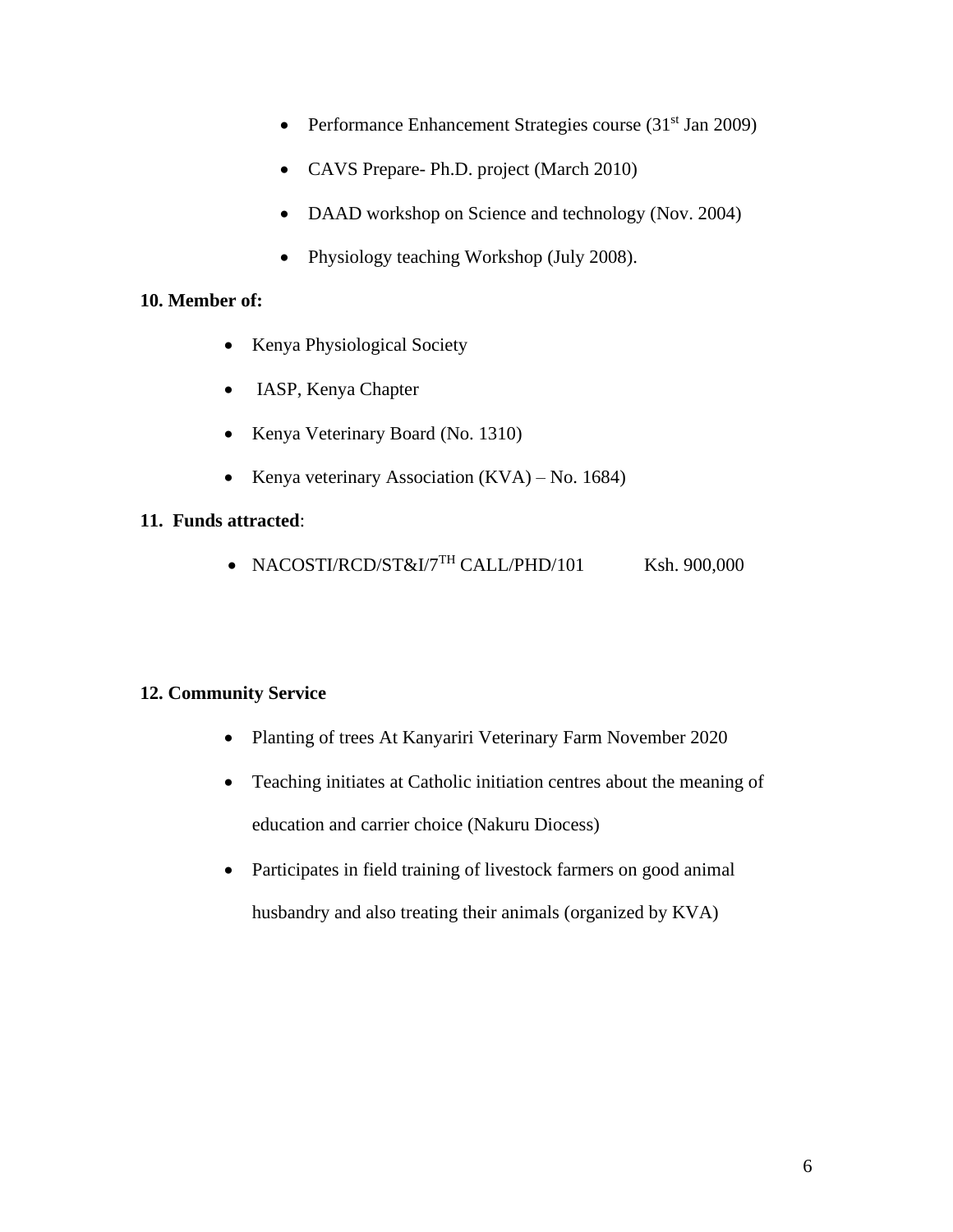- Performance Enhancement Strategies course (31st Jan 2009)
- CAVS Prepare- Ph.D. project (March 2010)
- DAAD workshop on Science and technology (Nov. 2004)
- Physiology teaching Workshop (July 2008).

**10. Member of:**

- Kenya Physiological Society
- IASP, Kenya Chapter
- Kenya Veterinary Board (No. 1310)
- Kenya veterinary Association (KVA) – No. 1684)

**11. Funds attracted**:

- NACOSTI/RCD/ST&I/7TH CALL/PHD/101 Ksh. 900,000

**12. Community Service**

- Planting of trees At Kanyariri Veterinary Farm November 2020
- Teaching initiates at Catholic initiation centres about the meaning of education and carrier choice (Nakuru Diocess)
- Participates in field training of livestock farmers on good animal husbandry and also treating their animals (organized by KVA)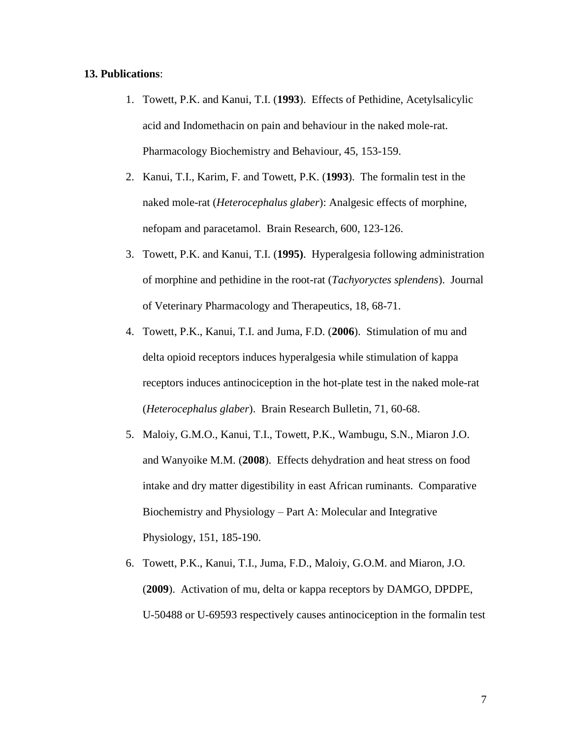**13. Publications**:

1. Towett, P.K. and Kanui, T.I. (**1993**). Effects of Pethidine, Acetylsalicylic acid and Indomethacin on pain and behaviour in the naked mole-rat. Pharmacology Biochemistry and Behaviour, 45, 153-159.
2. Kanui, T.I., Karim, F. and Towett, P.K. (**1993**). The formalin test in the naked mole-rat (*Heterocephalus glaber*): Analgesic effects of morphine, nefopam and paracetamol. Brain Research, 600, 123-126.
3. Towett, P.K. and Kanui, T.I. (**1995)**. Hyperalgesia following administration of morphine and pethidine in the root-rat (*Tachyoryctes splendens*). Journal of Veterinary Pharmacology and Therapeutics, 18, 68-71.
4. Towett, P.K., Kanui, T.I. and Juma, F.D. (**2006**). Stimulation of mu and delta opioid receptors induces hyperalgesia while stimulation of kappa receptors induces antinociception in the hot-plate test in the naked mole-rat (*Heterocephalus glaber*). Brain Research Bulletin, 71, 60-68.
5. Maloiy, G.M.O., Kanui, T.I., Towett, P.K., Wambugu, S.N., Miaron J.O. and Wanyoike M.M. (**2008**). Effects dehydration and heat stress on food intake and dry matter digestibility in east African ruminants. Comparative Biochemistry and Physiology – Part A: Molecular and Integrative Physiology, 151, 185-190.
6. Towett, P.K., Kanui, T.I., Juma, F.D., Maloiy, G.O.M. and Miaron, J.O. (**2009**). Activation of mu, delta or kappa receptors by DAMGO, DPDPE, U-50488 or U-69593 respectively causes antinociception in the formalin test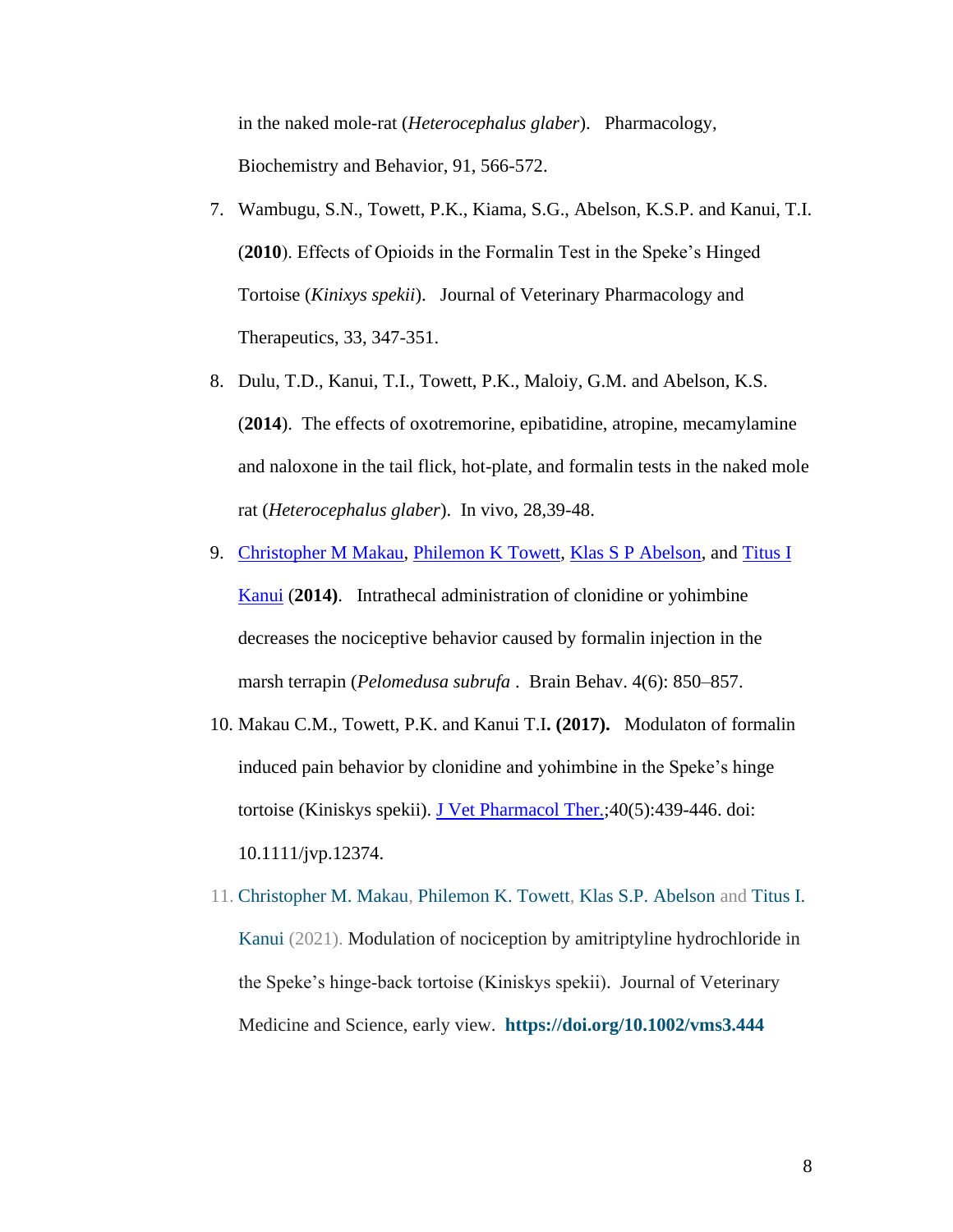in the naked mole-rat (*Heterocephalus glaber*). Pharmacology, Biochemistry and Behavior, 91, 566-572.

7. Wambugu, S.N., Towett, P.K., Kiama, S.G., Abelson, K.S.P. and Kanui, T.I. (**2010**). Effects of Opioids in the Formalin Test in the Speke's Hinged Tortoise (*Kinixys spekii*). Journal of Veterinary Pharmacology and Therapeutics, 33, 347-351.
8. Dulu, T.D., Kanui, T.I., Towett, P.K., Maloiy, G.M. and Abelson, K.S. (**2014**). The effects of oxotremorine, epibatidine, atropine, mecamylamine and naloxone in the tail flick, hot-plate, and formalin tests in the naked mole rat (*Heterocephalus glaber*). In vivo, 28,39-48.
9. Christopher M Makau, Philemon K Towett, Klas S P Abelson, and Titus I Kanui (**2014)**. Intrathecal administration of clonidine or yohimbine decreases the nociceptive behavior caused by formalin injection in the marsh terrapin (*Pelomedusa subrufa* . Brain Behav. 4(6): 850–857.
10. Makau C.M., Towett, P.K. and Kanui T.I**. (2017).** Modulaton of formalin induced pain behavior by clonidine and yohimbine in the Speke's hinge tortoise (Kiniskys spekii). J Vet Pharmacol Ther.;40(5):439-446. doi: 10.1111/jvp.12374.
11. Christopher M. Makau, Philemon K. Towett, Klas S.P. Abelson and Titus I. Kanui (2021). Modulation of nociception by amitriptyline hydrochloride in the Speke's hinge-back tortoise (Kiniskys spekii). Journal of Veterinary Medicine and Science, early view. **https://doi.org/10.1002/vms3.444**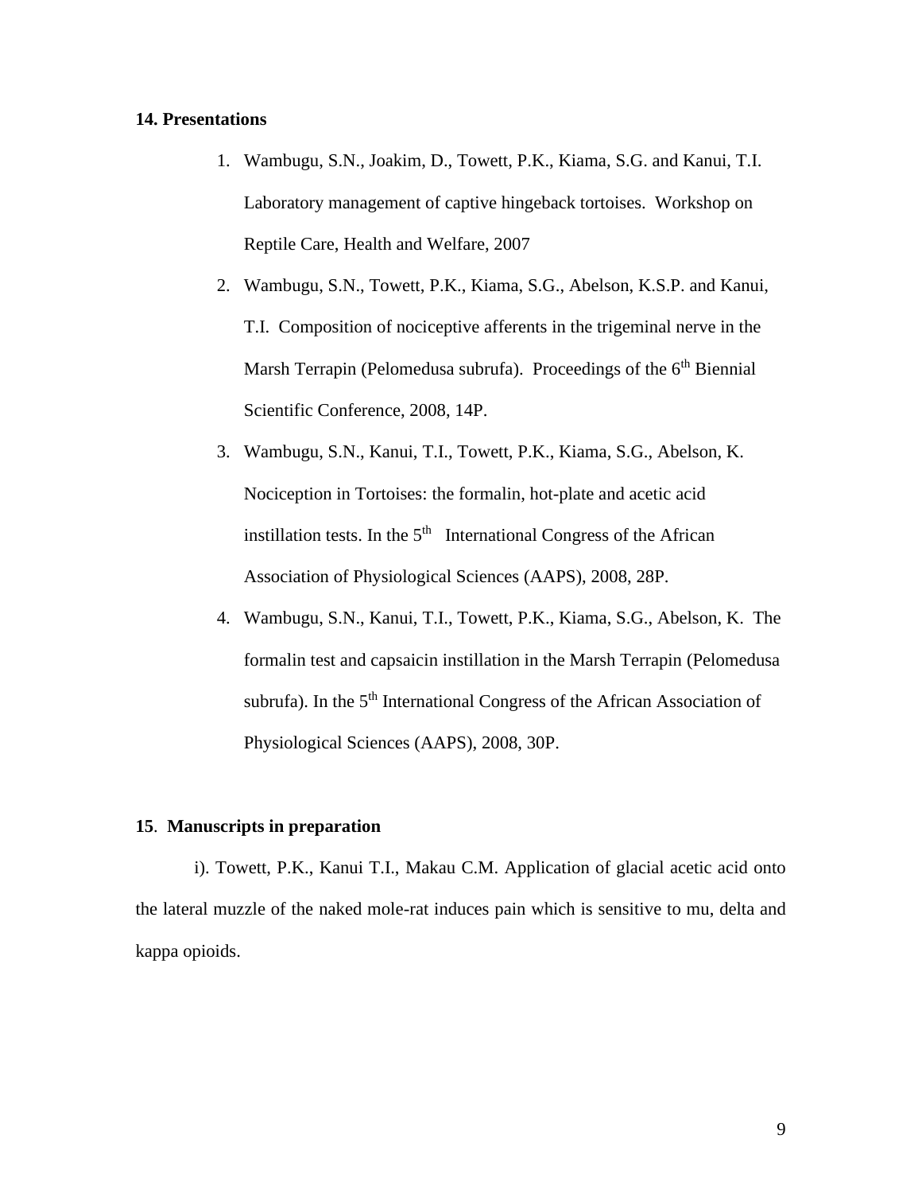**14. Presentations**

1. Wambugu, S.N., Joakim, D., Towett, P.K., Kiama, S.G. and Kanui, T.I. Laboratory management of captive hingeback tortoises. Workshop on Reptile Care, Health and Welfare, 2007
2. Wambugu, S.N., Towett, P.K., Kiama, S.G., Abelson, K.S.P. and Kanui, T.I. Composition of nociceptive afferents in the trigeminal nerve in the Marsh Terrapin (Pelomedusa subrufa). Proceedings of the 6th Biennial Scientific Conference, 2008, 14P.
3. Wambugu, S.N., Kanui, T.I., Towett, P.K., Kiama, S.G., Abelson, K. Nociception in Tortoises: the formalin, hot-plate and acetic acid instillation tests. In the 5th International Congress of the African Association of Physiological Sciences (AAPS), 2008, 28P.
4. Wambugu, S.N., Kanui, T.I., Towett, P.K., Kiama, S.G., Abelson, K. The formalin test and capsaicin instillation in the Marsh Terrapin (Pelomedusa subrufa). In the 5th International Congress of the African Association of Physiological Sciences (AAPS), 2008, 30P.

**15**. **Manuscripts in preparation**

i). Towett, P.K., Kanui T.I., Makau C.M. Application of glacial acetic acid onto the lateral muzzle of the naked mole-rat induces pain which is sensitive to mu, delta and kappa opioids.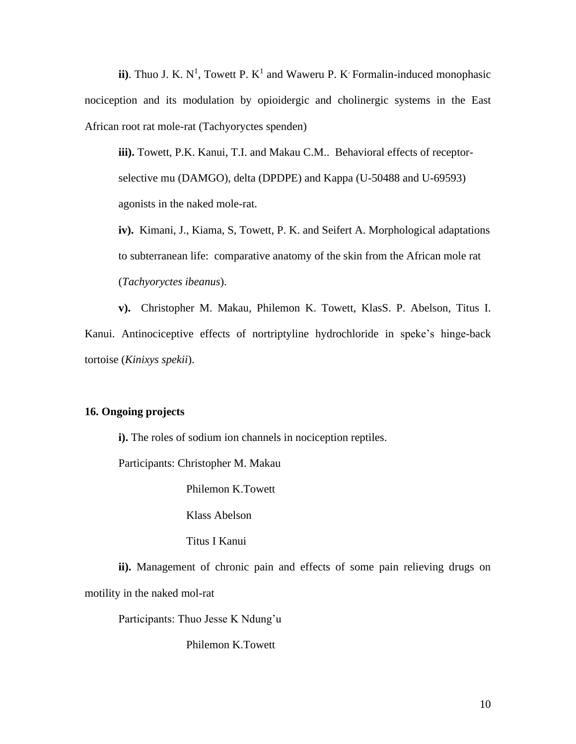**ii)**. Thuo J. K. N[1], Towett P. K[1] and Waweru P. K. Formalin-induced monophasic nociception and its modulation by opioidergic and cholinergic systems in the East African root rat mole-rat (Tachyoryctes spenden)

**iii).** Towett, P.K. Kanui, T.I. and Makau C.M.. Behavioral effects of receptor-selective mu (DAMGO), delta (DPDPE) and Kappa (U-50488 and U-69593) agonists in the naked mole-rat.

**iv).** Kimani, J., Kiama, S, Towett, P. K. and Seifert A. Morphological adaptations to subterranean life: comparative anatomy of the skin from the African mole rat (*Tachyoryctes ibeanus*).

**v).** Christopher M. Makau, Philemon K. Towett, KlasS. P. Abelson, Titus I. Kanui. Antinociceptive effects of nortriptyline hydrochloride in speke's hinge-back tortoise (*Kinixys spekii*).

**16. Ongoing projects**

**i).** The roles of sodium ion channels in nociception reptiles.

Participants: Christopher M. Makau
Philemon K.Towett
Klass Abelson
Titus I Kanui

**ii).** Management of chronic pain and effects of some pain relieving drugs on motility in the naked mol-rat

Participants: Thuo Jesse K Ndung'u
Philemon K.Towett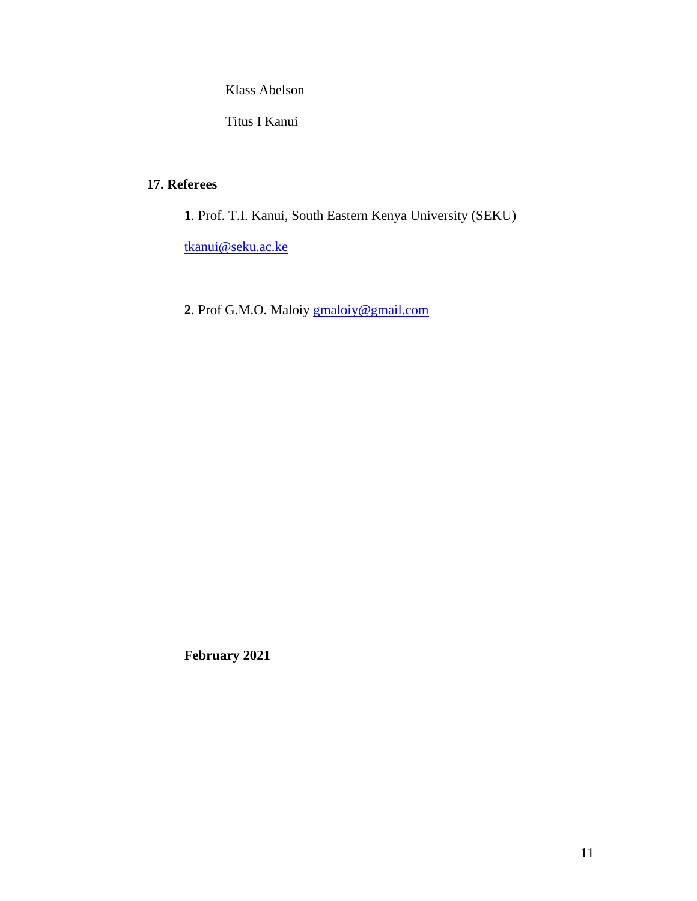Klass Abelson

Titus I Kanui

## 17. Referees

**1**. Prof. T.I. Kanui, South Eastern Kenya University (SEKU)

tkanui@seku.ac.ke

**2**. Prof G.M.O. Maloiy gmaloiy@gmail.com

**February 2021**